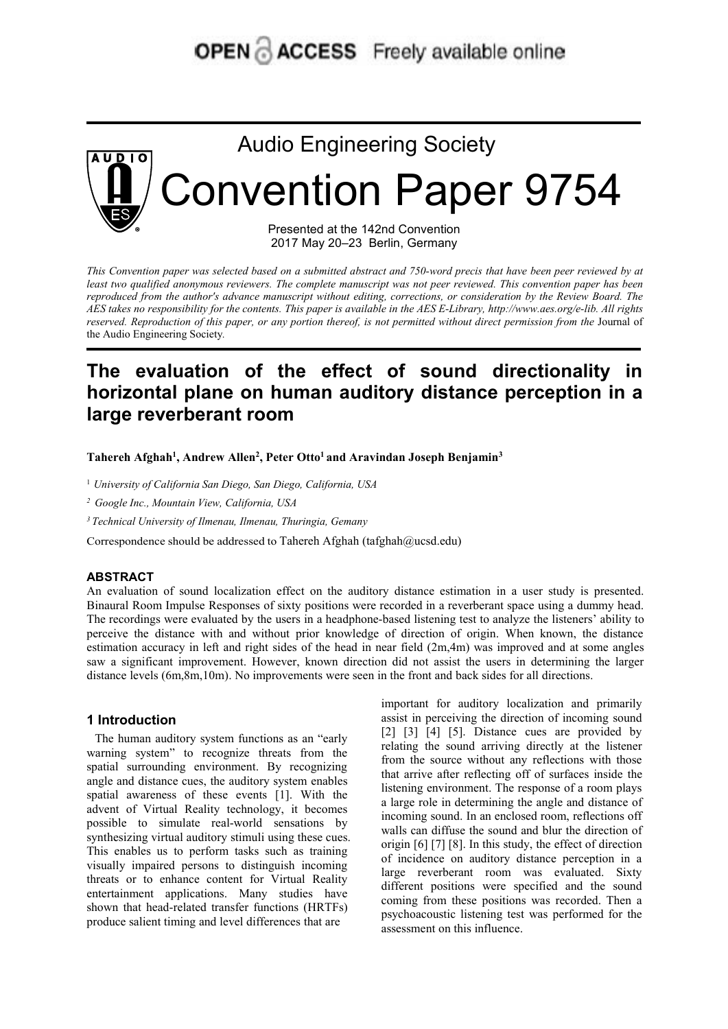OPEN ACCESS Freely available online

Audio Engineering Society

# Convention Paper 9754

Presented at the 142nd Convention
2017 May 20–23 Berlin, Germany

*This Convention paper was selected based on a submitted abstract and 750-word precis that have been peer reviewed by at least two qualified anonymous reviewers. The complete manuscript was not peer reviewed. This convention paper has been reproduced from the author's advance manuscript without editing, corrections, or consideration by the Review Board. The AES takes no responsibility for the contents. This paper is available in the AES E-Library, http://www.aes.org/e-lib. All rights reserved. Reproduction of this paper, or any portion thereof, is not permitted without direct permission from the* Journal of the Audio Engineering Society.

# The evaluation of the effect of sound directionality in horizontal plane on human auditory distance perception in a large reverberant room

**Tahereh Afghah[1], Andrew Allen[2], Peter Otto[1] and Aravindan Joseph Benjamin[3]**

[1] *University of California San Diego, San Diego, California, USA*

[2] *Google Inc., Mountain View, California, USA*

[3] *Technical University of Ilmenau, Ilmenau, Thuringia, Gemany*

Correspondence should be addressed to Tahereh Afghah (tafghah@ucsd.edu)

## ABSTRACT

An evaluation of sound localization effect on the auditory distance estimation in a user study is presented. Binaural Room Impulse Responses of sixty positions were recorded in a reverberant space using a dummy head. The recordings were evaluated by the users in a headphone-based listening test to analyze the listeners' ability to perceive the distance with and without prior knowledge of direction of origin. When known, the distance estimation accuracy in left and right sides of the head in near field (2m,4m) was improved and at some angles saw a significant improvement. However, known direction did not assist the users in determining the larger distance levels (6m,8m,10m). No improvements were seen in the front and back sides for all directions.

## 1 Introduction

The human auditory system functions as an "early warning system" to recognize threats from the spatial surrounding environment. By recognizing angle and distance cues, the auditory system enables spatial awareness of these events [1]. With the advent of Virtual Reality technology, it becomes possible to simulate real-world sensations by synthesizing virtual auditory stimuli using these cues. This enables us to perform tasks such as training visually impaired persons to distinguish incoming threats or to enhance content for Virtual Reality entertainment applications. Many studies have shown that head-related transfer functions (HRTFs) produce salient timing and level differences that are important for auditory localization and primarily assist in perceiving the direction of incoming sound [2] [3] [4] [5]. Distance cues are provided by relating the sound arriving directly at the listener from the source without any reflections with those that arrive after reflecting off of surfaces inside the listening environment. The response of a room plays a large role in determining the angle and distance of incoming sound. In an enclosed room, reflections off walls can diffuse the sound and blur the direction of origin [6] [7] [8]. In this study, the effect of direction of incidence on auditory distance perception in a large reverberant room was evaluated. Sixty different positions were specified and the sound coming from these positions was recorded. Then a psychoacoustic listening test was performed for the assessment on this influence.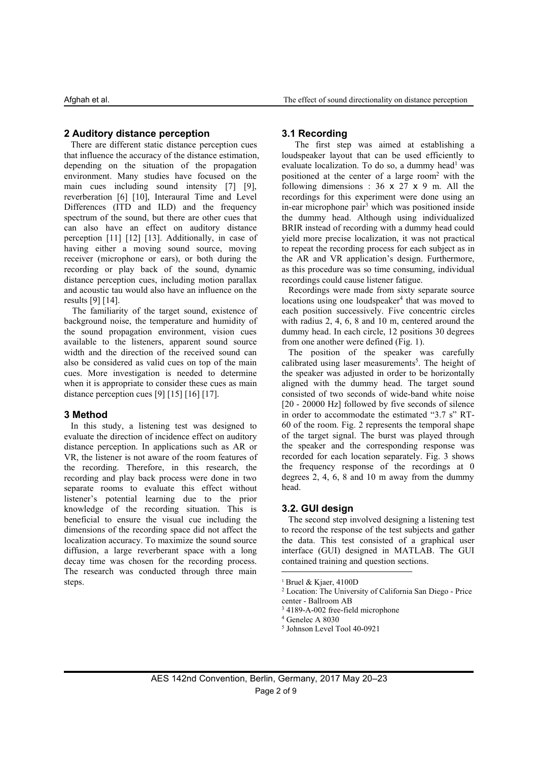## 2 Auditory distance perception

There are different static distance perception cues that influence the accuracy of the distance estimation, depending on the situation of the propagation environment. Many studies have focused on the main cues including sound intensity [7] [9], reverberation [6] [10], Interaural Time and Level Differences (ITD and ILD) and the frequency spectrum of the sound, but there are other cues that can also have an effect on auditory distance perception [11] [12] [13]. Additionally, in case of having either a moving sound source, moving receiver (microphone or ears), or both during the recording or play back of the sound, dynamic distance perception cues, including motion parallax and acoustic tau would also have an influence on the results [9] [14].

The familiarity of the target sound, existence of background noise, the temperature and humidity of the sound propagation environment, vision cues available to the listeners, apparent sound source width and the direction of the received sound can also be considered as valid cues on top of the main cues. More investigation is needed to determine when it is appropriate to consider these cues as main distance perception cues [9] [15] [16] [17].

## 3 Method

In this study, a listening test was designed to evaluate the direction of incidence effect on auditory distance perception. In applications such as AR or VR, the listener is not aware of the room features of the recording. Therefore, in this research, the recording and play back process were done in two separate rooms to evaluate this effect without listener's potential learning due to the prior knowledge of the recording situation. This is beneficial to ensure the visual cue including the dimensions of the recording space did not affect the localization accuracy. To maximize the sound source diffusion, a large reverberant space with a long decay time was chosen for the recording process. The research was conducted through three main steps.

### 3.1 Recording

The first step was aimed at establishing a loudspeaker layout that can be used efficiently to evaluate localization. To do so, a dummy head[1] was positioned at the center of a large room[2] with the following dimensions : 36 x 27 x 9 m. All the recordings for this experiment were done using an in-ear microphone pair[3] which was positioned inside the dummy head. Although using individualized BRIR instead of recording with a dummy head could yield more precise localization, it was not practical to repeat the recording process for each subject as in the AR and VR application's design. Furthermore, as this procedure was so time consuming, individual recordings could cause listener fatigue.

Recordings were made from sixty separate source locations using one loudspeaker[4] that was moved to each position successively. Five concentric circles with radius 2, 4, 6, 8 and 10 m, centered around the dummy head. In each circle, 12 positions 30 degrees from one another were defined (Fig. 1).

The position of the speaker was carefully calibrated using laser measurements[5]. The height of the speaker was adjusted in order to be horizontally aligned with the dummy head. The target sound consisted of two seconds of wide-band white noise [20 - 20000 Hz] followed by five seconds of silence in order to accommodate the estimated "3.7 s" RT-60 of the room. Fig. 2 represents the temporal shape of the target signal. The burst was played through the speaker and the corresponding response was recorded for each location separately. Fig. 3 shows the frequency response of the recordings at 0 degrees 2, 4, 6, 8 and 10 m away from the dummy head.

### 3.2. GUI design

The second step involved designing a listening test to record the response of the test subjects and gather the data. This test consisted of a graphical user interface (GUI) designed in MATLAB. The GUI contained training and question sections.

---

[1] Bruel & Kjaer, 4100D

[2] Location: The University of California San Diego - Price center - Ballroom AB

[3] 4189-A-002 free-field microphone

[4] Genelec A 8030

[5] Johnson Level Tool 40-0921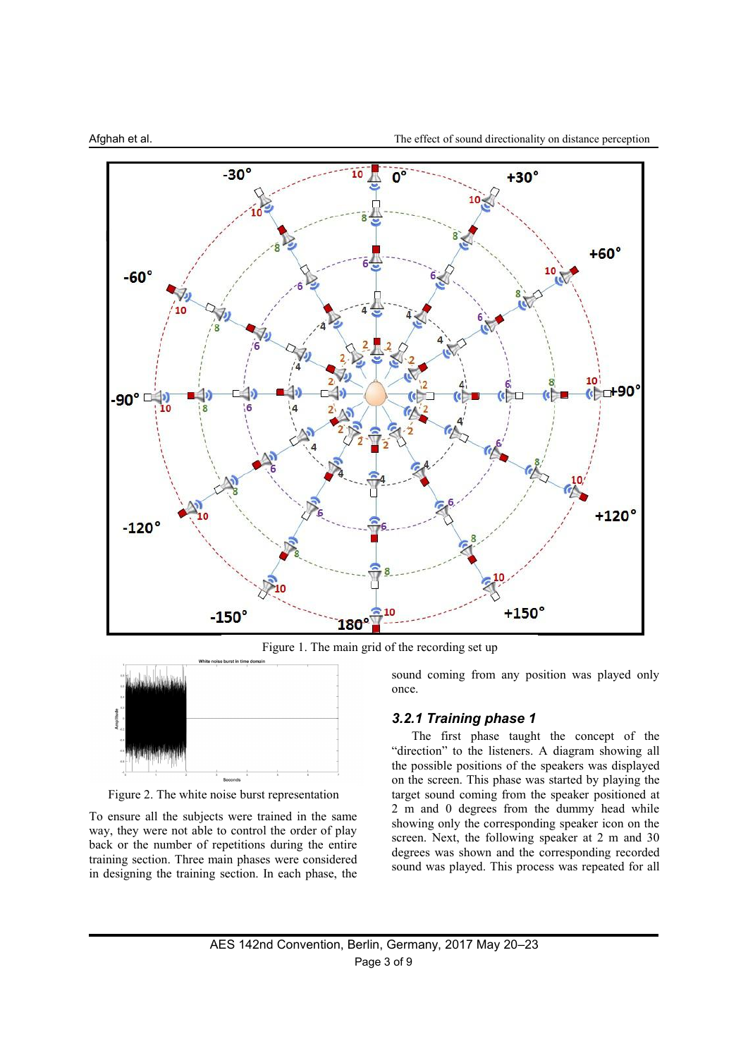Figure 1. The main grid of the recording set up

Figure 2. The white noise burst representation

To ensure all the subjects were trained in the same way, they were not able to control the order of play back or the number of repetitions during the entire training section. Three main phases were considered in designing the training section. In each phase, the sound coming from any position was played only once.

### 3.2.1 Training phase 1

The first phase taught the concept of the "direction" to the listeners. A diagram showing all the possible positions of the speakers was displayed on the screen. This phase was started by playing the target sound coming from the speaker positioned at 2 m and 0 degrees from the dummy head while showing only the corresponding speaker icon on the screen. Next, the following speaker at 2 m and 30 degrees was shown and the corresponding recorded sound was played. This process was repeated for all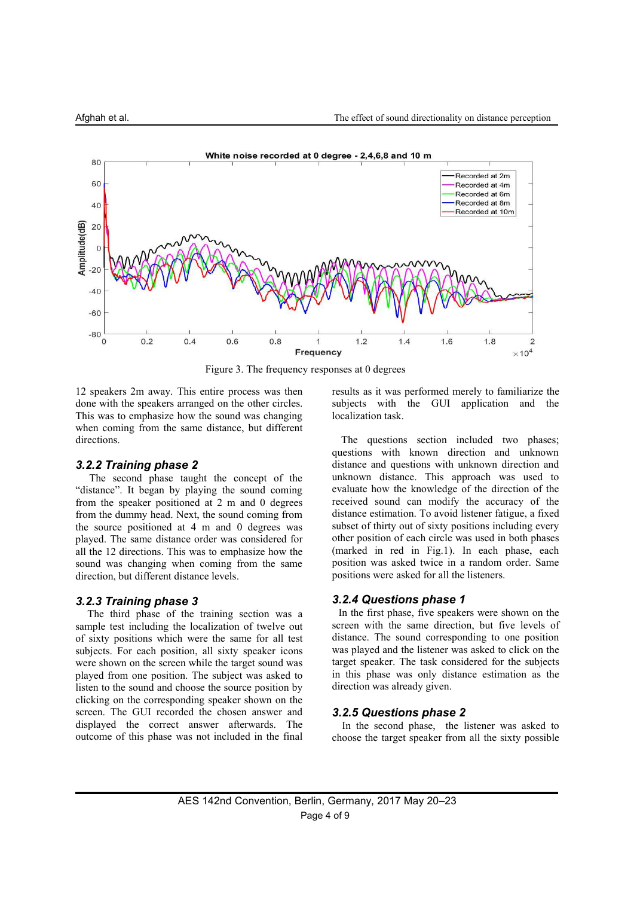Figure 3. The frequency responses at 0 degrees

12 speakers 2m away. This entire process was then done with the speakers arranged on the other circles. This was to emphasize how the sound was changing when coming from the same distance, but different directions.

### *3.2.2 Training phase 2*

The second phase taught the concept of the "distance". It began by playing the sound coming from the speaker positioned at 2 m and 0 degrees from the dummy head. Next, the sound coming from the source positioned at 4 m and 0 degrees was played. The same distance order was considered for all the 12 directions. This was to emphasize how the sound was changing when coming from the same direction, but different distance levels.

### *3.2.3 Training phase 3*

The third phase of the training section was a sample test including the localization of twelve out of sixty positions which were the same for all test subjects. For each position, all sixty speaker icons were shown on the screen while the target sound was played from one position. The subject was asked to listen to the sound and choose the source position by clicking on the corresponding speaker shown on the screen. The GUI recorded the chosen answer and displayed the correct answer afterwards. The outcome of this phase was not included in the final results as it was performed merely to familiarize the subjects with the GUI application and the localization task.

The questions section included two phases; questions with known direction and unknown distance and questions with unknown direction and unknown distance. This approach was used to evaluate how the knowledge of the direction of the received sound can modify the accuracy of the distance estimation. To avoid listener fatigue, a fixed subset of thirty out of sixty positions including every other position of each circle was used in both phases (marked in red in Fig.1). In each phase, each position was asked twice in a random order. Same positions were asked for all the listeners.

### *3.2.4 Questions phase 1*

In the first phase, five speakers were shown on the screen with the same direction, but five levels of distance. The sound corresponding to one position was played and the listener was asked to click on the target speaker. The task considered for the subjects in this phase was only distance estimation as the direction was already given.

### *3.2.5 Questions phase 2*

In the second phase, the listener was asked to choose the target speaker from all the sixty possible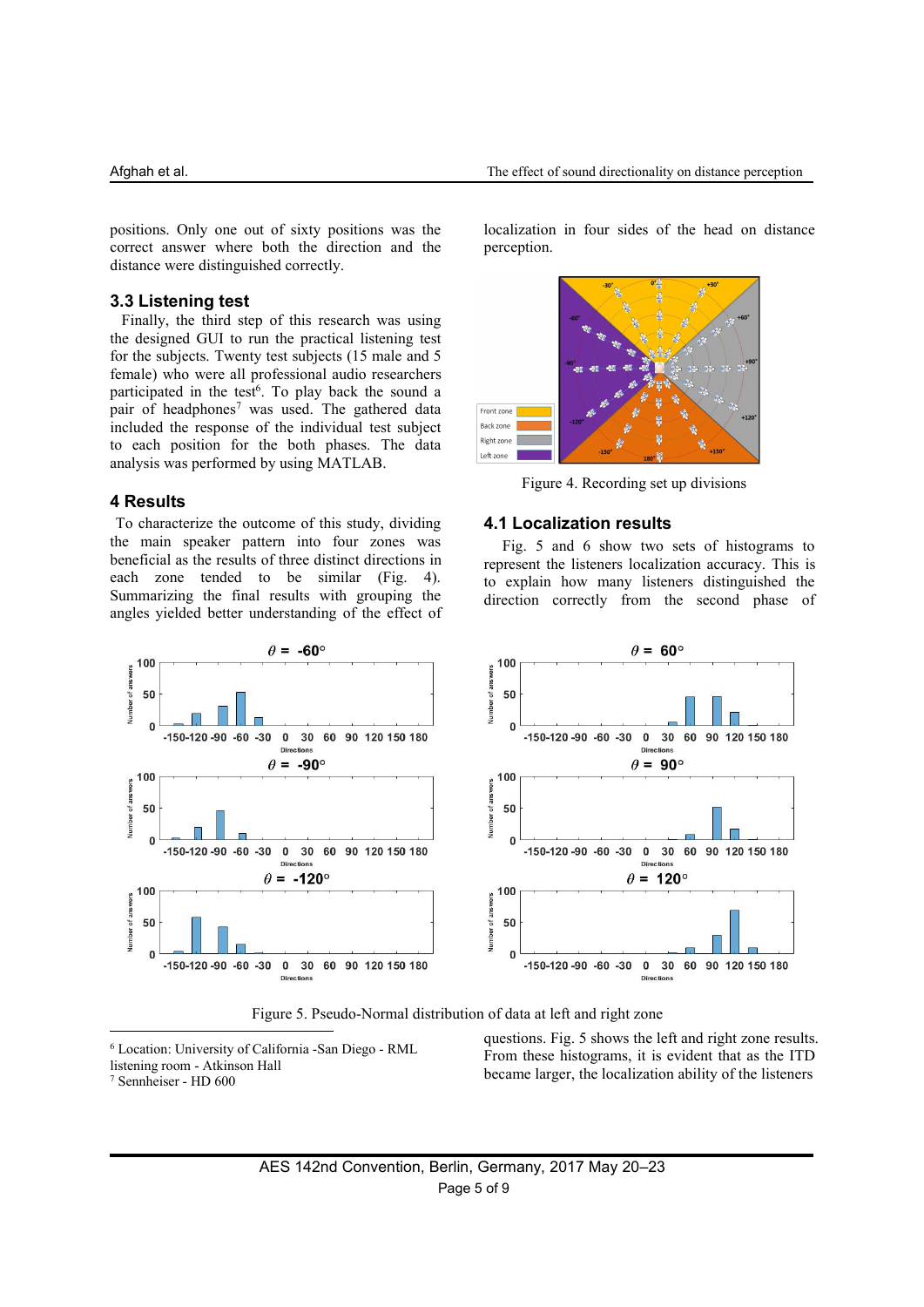positions. Only one out of sixty positions was the correct answer where both the direction and the distance were distinguished correctly.

### 3.3 Listening test

Finally, the third step of this research was using the designed GUI to run the practical listening test for the subjects. Twenty test subjects (15 male and 5 female) who were all professional audio researchers participated in the test[6]. To play back the sound a pair of headphones[7] was used. The gathered data included the response of the individual test subject to each position for the both phases. The data analysis was performed by using MATLAB.

## 4 Results

To characterize the outcome of this study, dividing the main speaker pattern into four zones was beneficial as the results of three distinct directions in each zone tended to be similar (Fig. 4). Summarizing the final results with grouping the angles yielded better understanding of the effect of localization in four sides of the head on distance perception.

Figure 4. Recording set up divisions

### 4.1 Localization results

Fig. 5 and 6 show two sets of histograms to represent the listeners localization accuracy. This is to explain how many listeners distinguished the direction correctly from the second phase of questions. Fig. 5 shows the left and right zone results. From these histograms, it is evident that as the ITD became larger, the localization ability of the listeners

Figure 5. Pseudo-Normal distribution of data at left and right zone

[6] Location: University of California -San Diego - RML listening room - Atkinson Hall

[7] Sennheiser - HD 600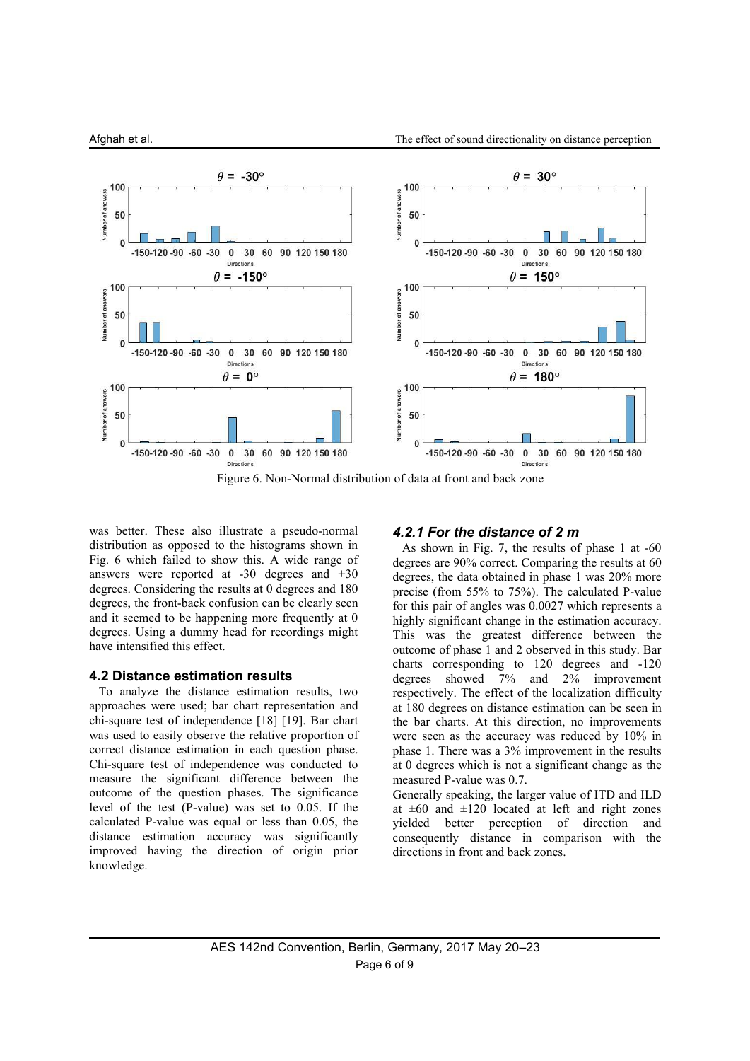Figure 6. Non-Normal distribution of data at front and back zone

was better. These also illustrate a pseudo-normal distribution as opposed to the histograms shown in Fig. 6 which failed to show this. A wide range of answers were reported at -30 degrees and +30 degrees. Considering the results at 0 degrees and 180 degrees, the front-back confusion can be clearly seen and it seemed to be happening more frequently at 0 degrees. Using a dummy head for recordings might have intensified this effect.

### 4.2 Distance estimation results

To analyze the distance estimation results, two approaches were used; bar chart representation and chi-square test of independence [18] [19]. Bar chart was used to easily observe the relative proportion of correct distance estimation in each question phase. Chi-square test of independence was conducted to measure the significant difference between the outcome of the question phases. The significance level of the test (P-value) was set to 0.05. If the calculated P-value was equal or less than 0.05, the distance estimation accuracy was significantly improved having the direction of origin prior knowledge.

#### *4.2.1 For the distance of 2 m*

As shown in Fig. 7, the results of phase 1 at -60 degrees are 90% correct. Comparing the results at 60 degrees, the data obtained in phase 1 was 20% more precise (from 55% to 75%). The calculated P-value for this pair of angles was 0.0027 which represents a highly significant change in the estimation accuracy. This was the greatest difference between the outcome of phase 1 and 2 observed in this study. Bar charts corresponding to 120 degrees and -120 degrees showed 7% and 2% improvement respectively. The effect of the localization difficulty at 180 degrees on distance estimation can be seen in the bar charts. At this direction, no improvements were seen as the accuracy was reduced by 10% in phase 1. There was a 3% improvement in the results at 0 degrees which is not a significant change as the measured P-value was 0.7.

Generally speaking, the larger value of ITD and ILD at ±60 and ±120 located at left and right zones yielded better perception of direction and consequently distance in comparison with the directions in front and back zones.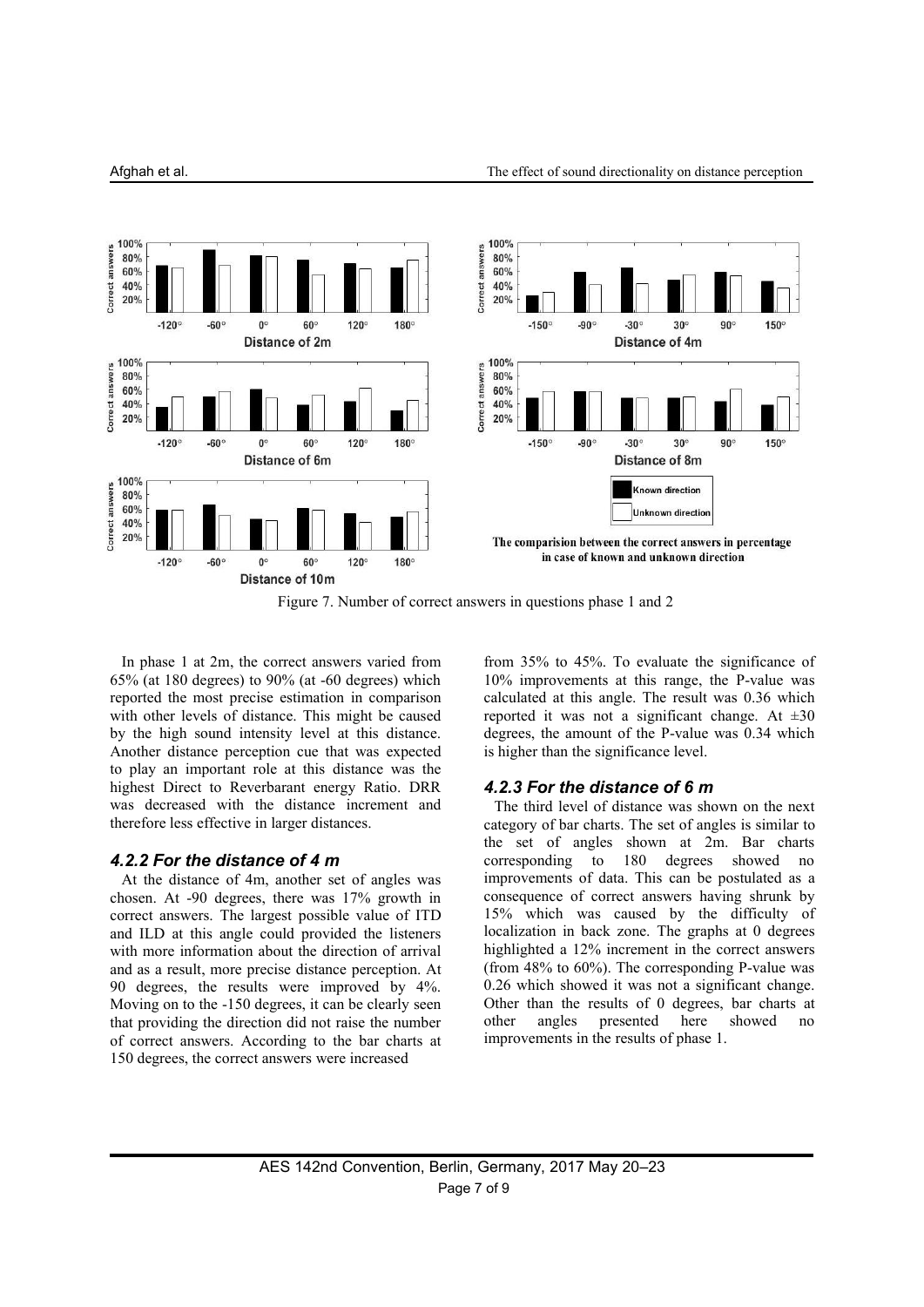Figure 7. Number of correct answers in questions phase 1 and 2

In phase 1 at 2m, the correct answers varied from 65% (at 180 degrees) to 90% (at -60 degrees) which reported the most precise estimation in comparison with other levels of distance. This might be caused by the high sound intensity level at this distance. Another distance perception cue that was expected to play an important role at this distance was the highest Direct to Reverbarant energy Ratio. DRR was decreased with the distance increment and therefore less effective in larger distances.

### *4.2.2 For the distance of 4 m*

At the distance of 4m, another set of angles was chosen. At -90 degrees, there was 17% growth in correct answers. The largest possible value of ITD and ILD at this angle could provided the listeners with more information about the direction of arrival and as a result, more precise distance perception. At 90 degrees, the results were improved by 4%. Moving on to the -150 degrees, it can be clearly seen that providing the direction did not raise the number of correct answers. According to the bar charts at 150 degrees, the correct answers were increased from 35% to 45%. To evaluate the significance of 10% improvements at this range, the P-value was calculated at this angle. The result was 0.36 which reported it was not a significant change. At ±30 degrees, the amount of the P-value was 0.34 which is higher than the significance level.

### *4.2.3 For the distance of 6 m*

The third level of distance was shown on the next category of bar charts. The set of angles is similar to the set of angles shown at 2m. Bar charts corresponding to 180 degrees showed no improvements of data. This can be postulated as a consequence of correct answers having shrunk by 15% which was caused by the difficulty of localization in back zone. The graphs at 0 degrees highlighted a 12% increment in the correct answers (from 48% to 60%). The corresponding P-value was 0.26 which showed it was not a significant change. Other than the results of 0 degrees, bar charts at other angles presented here showed no improvements in the results of phase 1.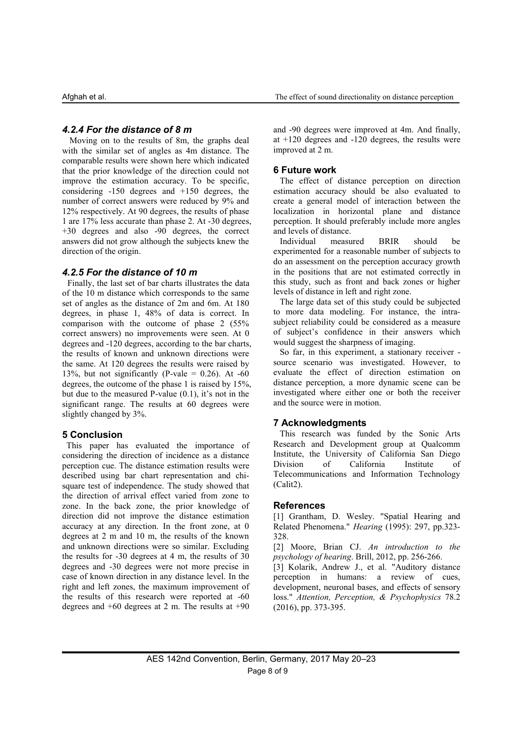#### *4.2.4 For the distance of 8 m*

Moving on to the results of 8m, the graphs deal with the similar set of angles as 4m distance. The comparable results were shown here which indicated that the prior knowledge of the direction could not improve the estimation accuracy. To be specific, considering -150 degrees and +150 degrees, the number of correct answers were reduced by 9% and 12% respectively. At 90 degrees, the results of phase 1 are 17% less accurate than phase 2. At -30 degrees, +30 degrees and also -90 degrees, the correct answers did not grow although the subjects knew the direction of the origin.

#### *4.2.5 For the distance of 10 m*

Finally, the last set of bar charts illustrates the data of the 10 m distance which corresponds to the same set of angles as the distance of 2m and 6m. At 180 degrees, in phase 1, 48% of data is correct. In comparison with the outcome of phase 2 (55% correct answers) no improvements were seen. At 0 degrees and -120 degrees, according to the bar charts, the results of known and unknown directions were the same. At 120 degrees the results were raised by 13%, but not significantly (P-vale = 0.26). At -60 degrees, the outcome of the phase 1 is raised by 15%, but due to the measured P-value (0.1), it's not in the significant range. The results at 60 degrees were slightly changed by 3%.

## 5 Conclusion

This paper has evaluated the importance of considering the direction of incidence as a distance perception cue. The distance estimation results were described using bar chart representation and chi-square test of independence. The study showed that the direction of arrival effect varied from zone to zone. In the back zone, the prior knowledge of direction did not improve the distance estimation accuracy at any direction. In the front zone, at 0 degrees at 2 m and 10 m, the results of the known and unknown directions were so similar. Excluding the results for -30 degrees at 4 m, the results of 30 degrees and -30 degrees were not more precise in case of known direction in any distance level. In the right and left zones, the maximum improvement of the results of this research were reported at -60 degrees and +60 degrees at 2 m. The results at +90 and -90 degrees were improved at 4m. And finally, at +120 degrees and -120 degrees, the results were improved at 2 m.

## 6 Future work

The effect of distance perception on direction estimation accuracy should be also evaluated to create a general model of interaction between the localization in horizontal plane and distance perception. It should preferably include more angles and levels of distance.

Individual measured BRIR should be experimented for a reasonable number of subjects to do an assessment on the perception accuracy growth in the positions that are not estimated correctly in this study, such as front and back zones or higher levels of distance in left and right zone.

The large data set of this study could be subjected to more data modeling. For instance, the intra-subject reliability could be considered as a measure of subject's confidence in their answers which would suggest the sharpness of imaging.

So far, in this experiment, a stationary receiver - source scenario was investigated. However, to evaluate the effect of direction estimation on distance perception, a more dynamic scene can be investigated where either one or both the receiver and the source were in motion.

## 7 Acknowledgments

This research was funded by the Sonic Arts Research and Development group at Qualcomm Institute, the University of California San Diego Division of California Institute of Telecommunications and Information Technology (Calit2).

## References

[1] Grantham, D. Wesley. "Spatial Hearing and Related Phenomena." *Hearing* (1995): 297, pp.323-328.

[2] Moore, Brian CJ. *An introduction to the psychology of hearing*. Brill, 2012, pp. 256-266.

[3] Kolarik, Andrew J., et al. "Auditory distance perception in humans: a review of cues, development, neuronal bases, and effects of sensory loss." *Attention, Perception, & Psychophysics* 78.2 (2016), pp. 373-395.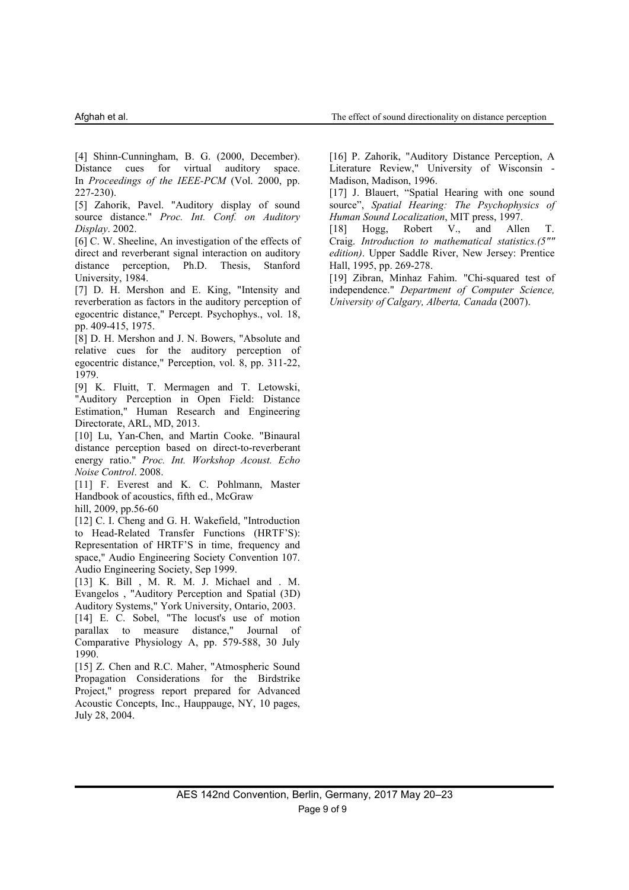[4] Shinn-Cunningham, B. G. (2000, December). Distance cues for virtual auditory space. In *Proceedings of the IEEE-PCM* (Vol. 2000, pp. 227-230).

[5] Zahorik, Pavel. "Auditory display of sound source distance." *Proc. Int. Conf. on Auditory Display*. 2002.

[6] C. W. Sheeline, An investigation of the effects of direct and reverberant signal interaction on auditory distance perception, Ph.D. Thesis, Stanford University, 1984.

[7] D. H. Mershon and E. King, "Intensity and reverberation as factors in the auditory perception of egocentric distance," Percept. Psychophys., vol. 18, pp. 409-415, 1975.

[8] D. H. Mershon and J. N. Bowers, "Absolute and relative cues for the auditory perception of egocentric distance," Perception, vol. 8, pp. 311-22, 1979.

[9] K. Fluitt, T. Mermagen and T. Letowski, "Auditory Perception in Open Field: Distance Estimation," Human Research and Engineering Directorate, ARL, MD, 2013.

[10] Lu, Yan-Chen, and Martin Cooke. "Binaural distance perception based on direct-to-reverberant energy ratio." *Proc. Int. Workshop Acoust. Echo Noise Control*. 2008.

[11] F. Everest and K. C. Pohlmann, Master Handbook of acoustics, fifth ed., McGraw hill, 2009, pp.56-60

[12] C. I. Cheng and G. H. Wakefield, "Introduction to Head-Related Transfer Functions (HRTF'S): Representation of HRTF'S in time, frequency and space," Audio Engineering Society Convention 107. Audio Engineering Society, Sep 1999.

[13] K. Bill , M. R. M. J. Michael and . M. Evangelos , "Auditory Perception and Spatial (3D) Auditory Systems," York University, Ontario, 2003.

[14] E. C. Sobel, "The locust's use of motion parallax to measure distance," Journal of Comparative Physiology A, pp. 579-588, 30 July 1990.

[15] Z. Chen and R.C. Maher, "Atmospheric Sound Propagation Considerations for the Birdstrike Project," progress report prepared for Advanced Acoustic Concepts, Inc., Hauppauge, NY, 10 pages, July 28, 2004.

[16] P. Zahorik, "Auditory Distance Perception, A Literature Review," University of Wisconsin - Madison, Madison, 1996.

[17] J. Blauert, "Spatial Hearing with one sound source", *Spatial Hearing: The Psychophysics of Human Sound Localization*, MIT press, 1997.

[18] Hogg, Robert V., and Allen T. Craig. *Introduction to mathematical statistics.(5"" edition)*. Upper Saddle River, New Jersey: Prentice Hall, 1995, pp. 269-278.

[19] Zibran, Minhaz Fahim. "Chi-squared test of independence." *Department of Computer Science, University of Calgary, Alberta, Canada* (2007).